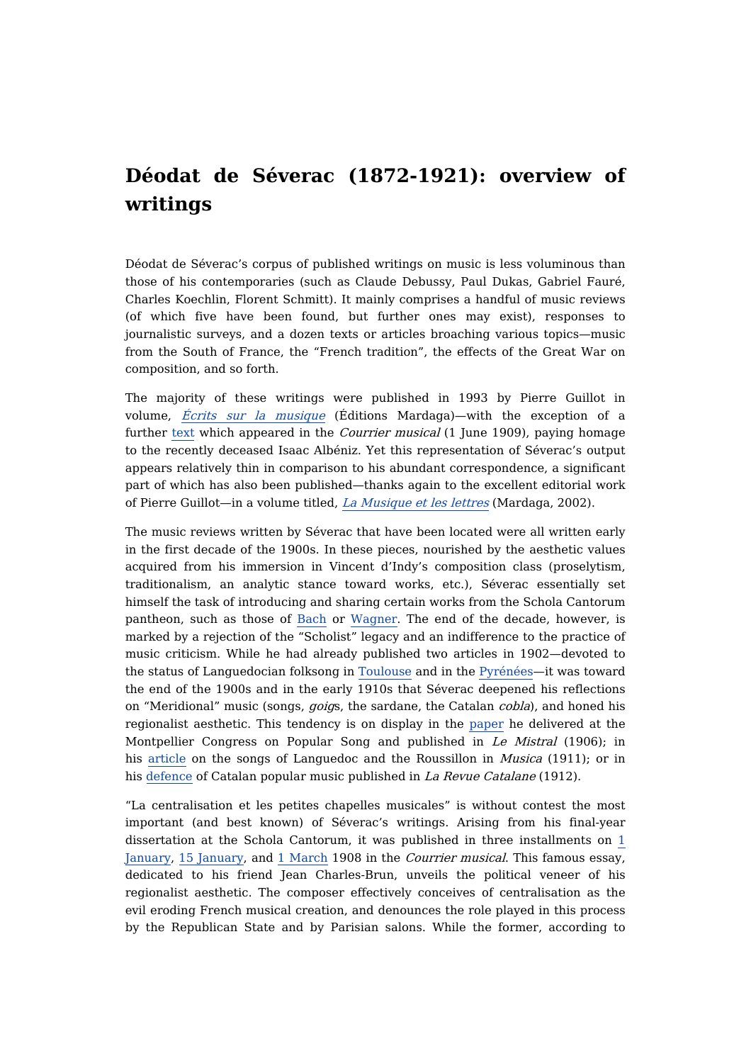# Déodat de Séverac (1872-1921): overview of writings

Déodat de Séverac's corpus of published writings on music is less voluminous than those of his contemporaries (such as Claude Debussy, Paul Dukas, Gabriel Fauré, Charles Koechlin, Florent Schmitt). It mainly comprises a handful of music reviews (of which five have been found, but further ones may exist), responses to journalistic surveys, and a dozen texts or articles broaching various topics—music from the South of France, the "French tradition", the effects of the Great War on composition, and so forth.

The majority of these writings were published in 1993 by Pierre Guillot in volume, *Écrits sur la musique* (Éditions Mardaga)—with the exception of a further text which appeared in the *Courrier musical* (1 June 1909), paying homage to the recently deceased Isaac Albéniz. Yet this representation of Séverac's output appears relatively thin in comparison to his abundant correspondence, a significant part of which has also been published—thanks again to the excellent editorial work of Pierre Guillot—in a volume titled, *La Musique et les lettres* (Mardaga, 2002).

The music reviews written by Séverac that have been located were all written early in the first decade of the 1900s. In these pieces, nourished by the aesthetic values acquired from his immersion in Vincent d'Indy's composition class (proselytism, traditionalism, an analytic stance toward works, etc.), Séverac essentially set himself the task of introducing and sharing certain works from the Schola Cantorum pantheon, such as those of Bach or Wagner. The end of the decade, however, is marked by a rejection of the "Scholist" legacy and an indifference to the practice of music criticism. While he had already published two articles in 1902—devoted to the status of Languedocian folksong in Toulouse and in the Pyrénées—it was toward the end of the 1900s and in the early 1910s that Séverac deepened his reflections on "Meridional" music (songs, *goig*s, the sardane, the Catalan *cobla*), and honed his regionalist aesthetic. This tendency is on display in the paper he delivered at the Montpellier Congress on Popular Song and published in *Le Mistral* (1906); in his article on the songs of Languedoc and the Roussillon in *Musica* (1911); or in his defence of Catalan popular music published in *La Revue Catalane* (1912).

"La centralisation et les petites chapelles musicales" is without contest the most important (and best known) of Séverac's writings. Arising from his final-year dissertation at the Schola Cantorum, it was published in three installments on 1 January, 15 January, and 1 March 1908 in the *Courrier musical*. This famous essay, dedicated to his friend Jean Charles-Brun, unveils the political veneer of his regionalist aesthetic. The composer effectively conceives of centralisation as the evil eroding French musical creation, and denounces the role played in this process by the Republican State and by Parisian salons. While the former, according to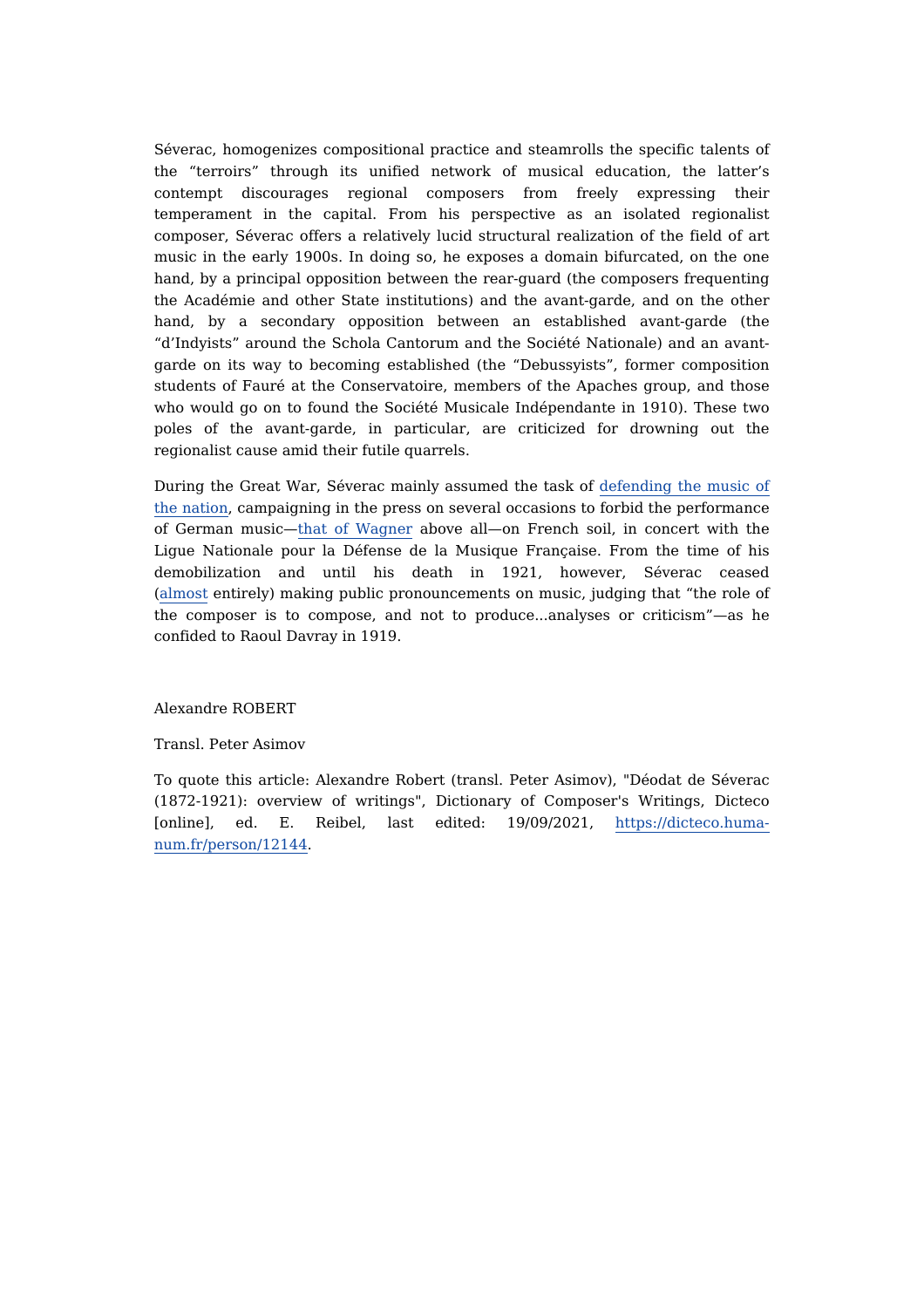Séverac, homogenizes compositional practice and steamrolls the specific talents of the “terroirs” through its unified network of musical education, the latter’s contempt discourages regional composers from freely expressing their temperament in the capital. From his perspective as an isolated regionalist composer, Séverac offers a relatively lucid structural realization of the field of art music in the early 1900s. In doing so, he exposes a domain bifurcated, on the one hand, by a principal opposition between the rear-guard (the composers frequenting the Académie and other State institutions) and the avant-garde, and on the other hand, by a secondary opposition between an established avant-garde (the “d’Indyists” around the Schola Cantorum and the Société Nationale) and an avant-garde on its way to becoming established (the “Debussyists”, former composition students of Fauré at the Conservatoire, members of the Apaches group, and those who would go on to found the Société Musicale Indépendante in 1910). These two poles of the avant-garde, in particular, are criticized for drowning out the regionalist cause amid their futile quarrels.

During the Great War, Séverac mainly assumed the task of [defending the music of the nation](), campaigning in the press on several occasions to forbid the performance of German music—[that of Wagner]() above all—on French soil, in concert with the Ligue Nationale pour la Défense de la Musique Française. From the time of his demobilization and until his death in 1921, however, Séverac ceased ([almost]() entirely) making public pronouncements on music, judging that “the role of the composer is to compose, and not to produce...analyses or criticism”—as he confided to Raoul Davray in 1919.

Alexandre ROBERT

Transl. Peter Asimov

To quote this article: Alexandre Robert (transl. Peter Asimov), "Déodat de Séverac (1872-1921): overview of writings", Dictionary of Composer's Writings, Dicteco [online], ed. E. Reibel, last edited: 19/09/2021, [https://dicteco.huma-num.fr/person/12144](https://dicteco.huma-num.fr/person/12144).